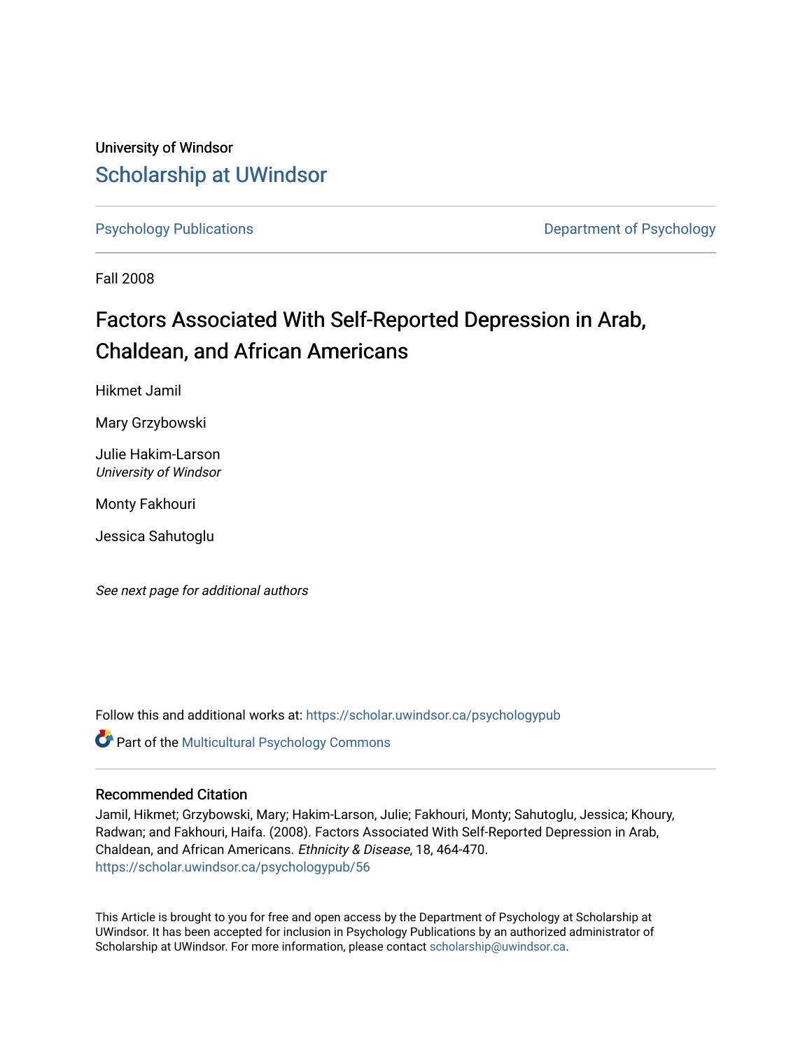University of Windsor

# Scholarship at UWindsor

Psychology Publications

Department of Psychology

Fall 2008

## Factors Associated With Self-Reported Depression in Arab, Chaldean, and African Americans

Hikmet Jamil

Mary Grzybowski

Julie Hakim-Larson
*University of Windsor*

Monty Fakhouri

Jessica Sahutoglu

*See next page for additional authors*

Follow this and additional works at: https://scholar.uwindsor.ca/psychologypub

Part of the Multicultural Psychology Commons

### Recommended Citation

Jamil, Hikmet; Grzybowski, Mary; Hakim-Larson, Julie; Fakhouri, Monty; Sahutoglu, Jessica; Khoury, Radwan; and Fakhouri, Haifa. (2008). Factors Associated With Self-Reported Depression in Arab, Chaldean, and African Americans. *Ethnicity & Disease*, 18, 464-470.
https://scholar.uwindsor.ca/psychologypub/56

This Article is brought to you for free and open access by the Department of Psychology at Scholarship at UWindsor. It has been accepted for inclusion in Psychology Publications by an authorized administrator of Scholarship at UWindsor. For more information, please contact scholarship@uwindsor.ca.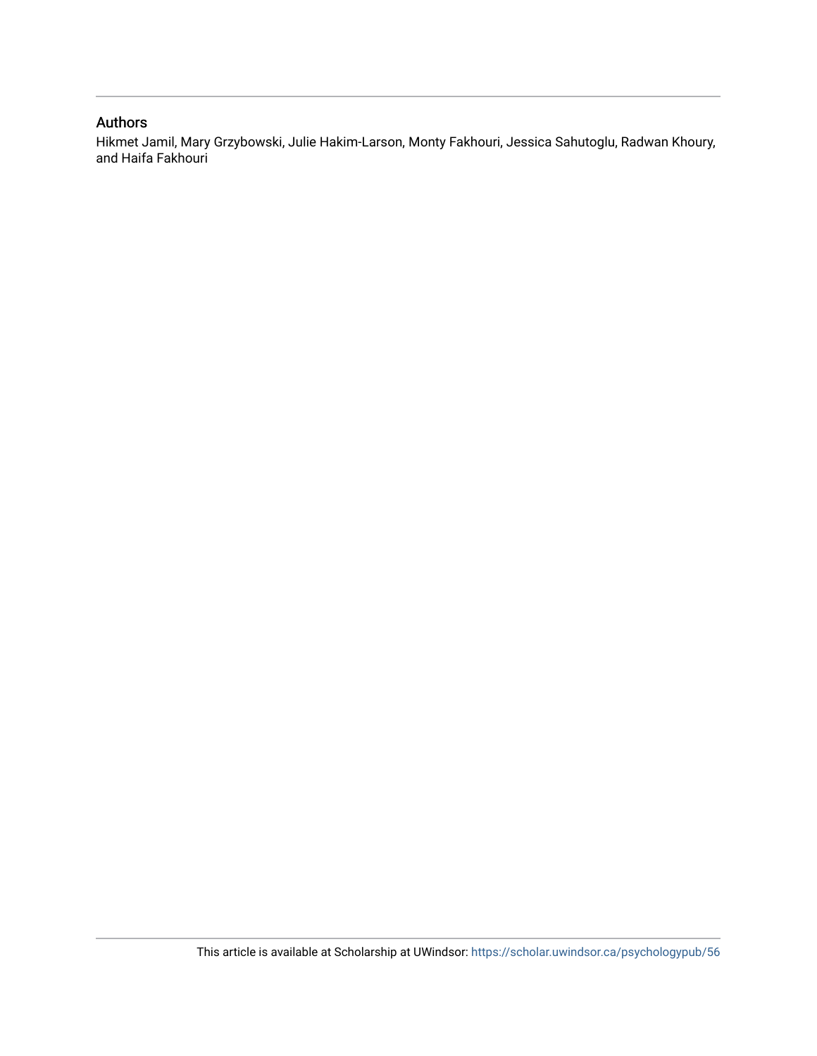## Authors

Hikmet Jamil, Mary Grzybowski, Julie Hakim-Larson, Monty Fakhouri, Jessica Sahutoglu, Radwan Khoury, and Haifa Fakhouri

This article is available at Scholarship at UWindsor: https://scholar.uwindsor.ca/psychologypub/56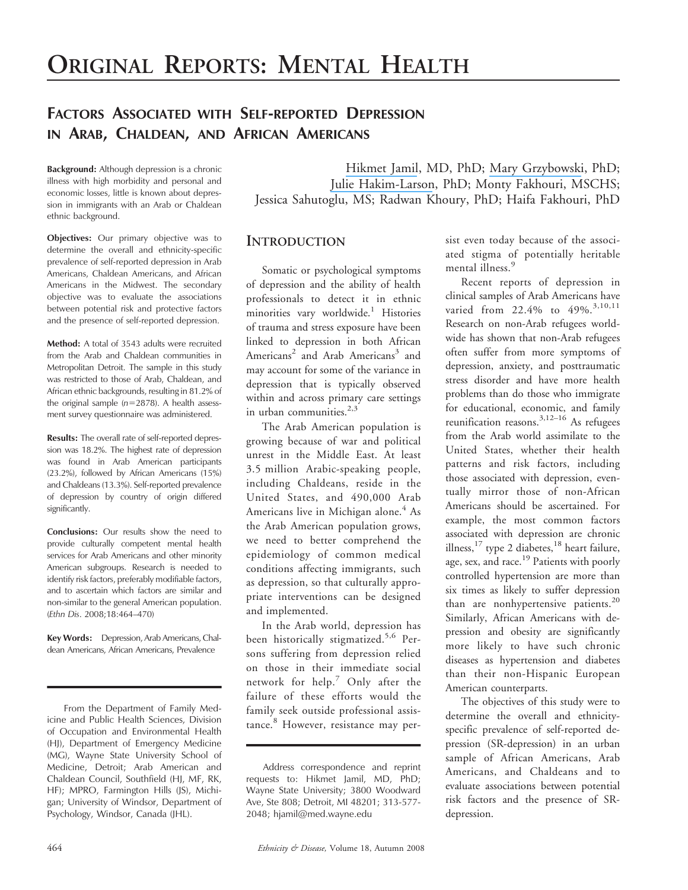# ORIGINAL REPORTS: MENTAL HEALTH

## FACTORS ASSOCIATED WITH SELF-REPORTED DEPRESSION IN ARAB, CHALDEAN, AND AFRICAN AMERICANS

**Background:** Although depression is a chronic illness with high morbidity and personal and economic losses, little is known about depression in immigrants with an Arab or Chaldean ethnic background.

**Objectives:** Our primary objective was to determine the overall and ethnicity-specific prevalence of self-reported depression in Arab Americans, Chaldean Americans, and African Americans in the Midwest. The secondary objective was to evaluate the associations between potential risk and protective factors and the presence of self-reported depression.

**Method:** A total of 3543 adults were recruited from the Arab and Chaldean communities in Metropolitan Detroit. The sample in this study was restricted to those of Arab, Chaldean, and African ethnic backgrounds, resulting in 81.2% of the original sample ($n$=2878). A health assessment survey questionnaire was administered.

**Results:** The overall rate of self-reported depression was 18.2%. The highest rate of depression was found in Arab American participants (23.2%), followed by African Americans (15%) and Chaldeans (13.3%). Self-reported prevalence of depression by country of origin differed significantly.

**Conclusions:** Our results show the need to provide culturally competent mental health services for Arab Americans and other minority American subgroups. Research is needed to identify risk factors, preferably modifiable factors, and to ascertain which factors are similar and non-similar to the general American population. (*Ethn Dis*. 2008;18:464–470)

**Key Words:** Depression, Arab Americans, Chaldean Americans, African Americans, Prevalence

From the Department of Family Medicine and Public Health Sciences, Division of Occupation and Environmental Health (HJ), Department of Emergency Medicine (MG), Wayne State University School of Medicine, Detroit; Arab American and Chaldean Council, Southfield (HJ, MF, RK, HF); MPRO, Farmington Hills (JS), Michigan; University of Windsor, Department of Psychology, Windsor, Canada (JHL).

Hikmet Jamil, MD, PhD; Mary Grzybowski, PhD; Julie Hakim-Larson, PhD; Monty Fakhouri, MSCHS; Jessica Sahutoglu, MS; Radwan Khoury, PhD; Haifa Fakhouri, PhD

## INTRODUCTION

Somatic or psychological symptoms of depression and the ability of health professionals to detect it in ethnic minorities vary worldwide.[1] Histories of trauma and stress exposure have been linked to depression in both African Americans[2] and Arab Americans[3] and may account for some of the variance in depression that is typically observed within and across primary care settings in urban communities.[2,3]

The Arab American population is growing because of war and political unrest in the Middle East. At least 3.5 million Arabic-speaking people, including Chaldeans, reside in the United States, and 490,000 Arab Americans live in Michigan alone.[4] As the Arab American population grows, we need to better comprehend the epidemiology of common medical conditions affecting immigrants, such as depression, so that culturally appropriate interventions can be designed and implemented.

In the Arab world, depression has been historically stigmatized.[5,6] Persons suffering from depression relied on those in their immediate social network for help.[7] Only after the failure of these efforts would the family seek outside professional assistance.[8] However, resistance may persist even today because of the associated stigma of potentially heritable mental illness.[9]

Address correspondence and reprint requests to: Hikmet Jamil, MD, PhD; Wayne State University; 3800 Woodward Ave, Ste 808; Detroit, MI 48201; 313-577-2048; hjamil@med.wayne.edu

Recent reports of depression in clinical samples of Arab Americans have varied from 22.4% to 49%.[3,10,11] Research on non-Arab refugees worldwide has shown that non-Arab refugees often suffer from more symptoms of depression, anxiety, and posttraumatic stress disorder and have more health problems than do those who immigrate for educational, economic, and family reunification reasons.[3,12–16] As refugees from the Arab world assimilate to the United States, whether their health patterns and risk factors, including those associated with depression, eventually mirror those of non-African Americans should be ascertained. For example, the most common factors associated with depression are chronic illness,[17] type 2 diabetes,[18] heart failure, age, sex, and race.[19] Patients with poorly controlled hypertension are more than six times as likely to suffer depression than are nonhypertensive patients.[20] Similarly, African Americans with depression and obesity are significantly more likely to have such chronic diseases as hypertension and diabetes than their non-Hispanic European American counterparts.

The objectives of this study were to determine the overall and ethnicity-specific prevalence of self-reported depression (SR-depression) in an urban sample of African Americans, Arab Americans, and Chaldeans and to evaluate associations between potential risk factors and the presence of SR-depression.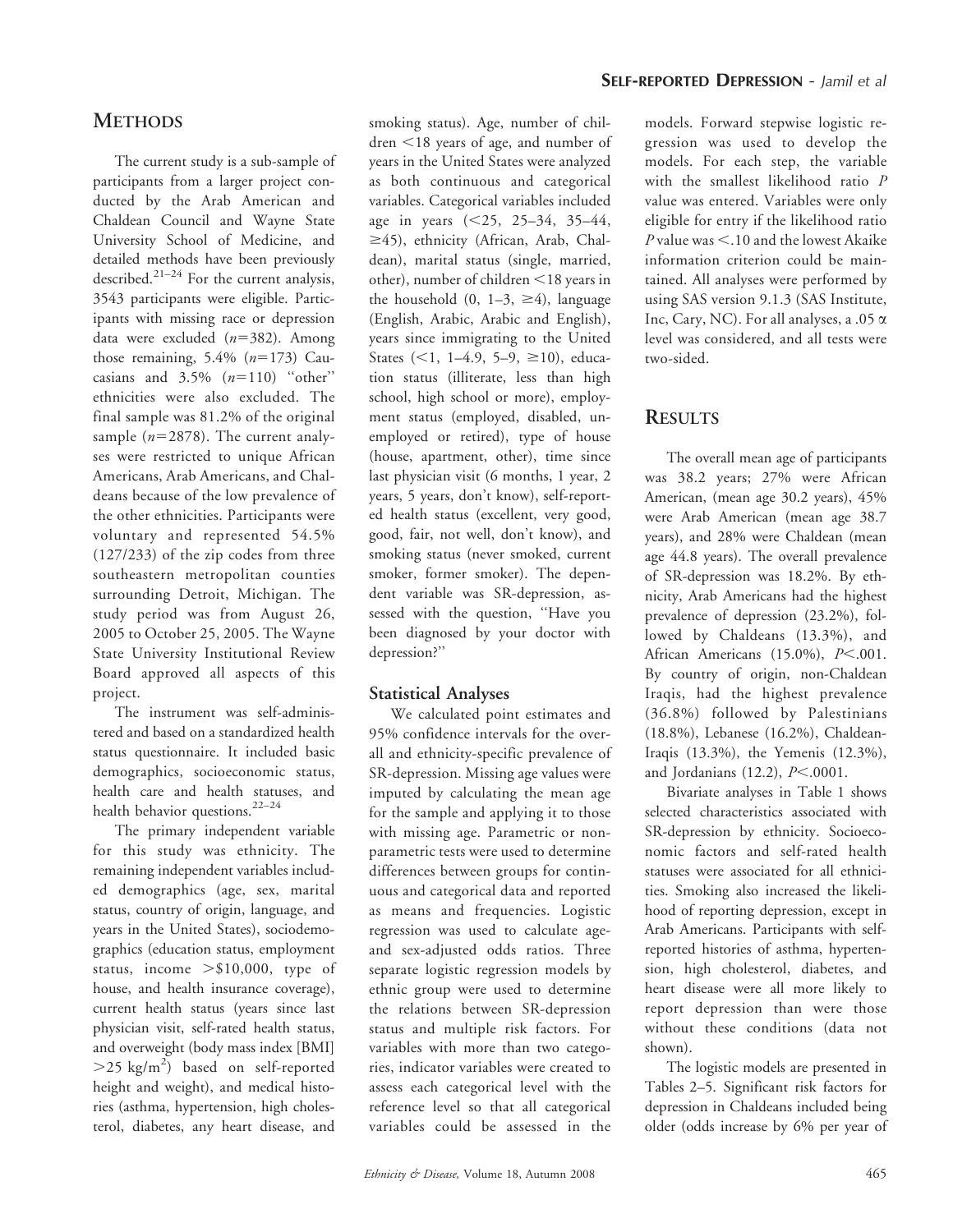## METHODS

The current study is a sub-sample of participants from a larger project conducted by the Arab American and Chaldean Council and Wayne State University School of Medicine, and detailed methods have been previously described.[21–24] For the current analysis, 3543 participants were eligible. Participants with missing race or depression data were excluded ($n$=382). Among those remaining, 5.4% ($n$=173) Caucasians and 3.5% ($n$=110) "other" ethnicities were also excluded. The final sample was 81.2% of the original sample ($n$=2878). The current analyses were restricted to unique African Americans, Arab Americans, and Chaldeans because of the low prevalence of the other ethnicities. Participants were voluntary and represented 54.5% (127/233) of the zip codes from three southeastern metropolitan counties surrounding Detroit, Michigan. The study period was from August 26, 2005 to October 25, 2005. The Wayne State University Institutional Review Board approved all aspects of this project.

The instrument was self-administered and based on a standardized health status questionnaire. It included basic demographics, socioeconomic status, health care and health statuses, and health behavior questions.[22–24]

The primary independent variable for this study was ethnicity. The remaining independent variables included demographics (age, sex, marital status, country of origin, language, and years in the United States), sociodemographics (education status, employment status, income >$10,000, type of house, and health insurance coverage), current health status (years since last physician visit, self-rated health status, and overweight (body mass index [BMI] >25 kg/m$^2$) based on self-reported height and weight), and medical histories (asthma, hypertension, high cholesterol, diabetes, any heart disease, and smoking status). Age, number of children <18 years of age, and number of years in the United States were analyzed as both continuous and categorical variables. Categorical variables included age in years (<25, 25–34, 35–44, ≥45), ethnicity (African, Arab, Chaldean), marital status (single, married, other), number of children <18 years in the household (0, 1–3, ≥4), language (English, Arabic, Arabic and English), years since immigrating to the United States (<1, 1–4.9, 5–9, ≥10), education status (illiterate, less than high school, high school or more), employment status (employed, disabled, unemployed or retired), type of house (house, apartment, other), time since last physician visit (6 months, 1 year, 2 years, 5 years, don't know), self-reported health status (excellent, very good, good, fair, not well, don't know), and smoking status (never smoked, current smoker, former smoker). The dependent variable was SR-depression, assessed with the question, "Have you been diagnosed by your doctor with depression?"

### Statistical Analyses

We calculated point estimates and 95% confidence intervals for the overall and ethnicity-specific prevalence of SR-depression. Missing age values were imputed by calculating the mean age for the sample and applying it to those with missing age. Parametric or nonparametric tests were used to determine differences between groups for continuous and categorical data and reported as means and frequencies. Logistic regression was used to calculate age- and sex-adjusted odds ratios. Three separate logistic regression models by ethnic group were used to determine the relations between SR-depression status and multiple risk factors. For variables with more than two categories, indicator variables were created to assess each categorical level with the reference level so that all categorical variables could be assessed in the models. Forward stepwise logistic regression was used to develop the models. For each step, the variable with the smallest likelihood ratio $P$ value was entered. Variables were only eligible for entry if the likelihood ratio $P$ value was <.10 and the lowest Akaike information criterion could be maintained. All analyses were performed by using SAS version 9.1.3 (SAS Institute, Inc, Cary, NC). For all analyses, a .05 $\alpha$ level was considered, and all tests were two-sided.

## RESULTS

The overall mean age of participants was 38.2 years; 27% were African American, (mean age 30.2 years), 45% were Arab American (mean age 38.7 years), and 28% were Chaldean (mean age 44.8 years). The overall prevalence of SR-depression was 18.2%. By ethnicity, Arab Americans had the highest prevalence of depression (23.2%), followed by Chaldeans (13.3%), and African Americans (15.0%), $P$<.001. By country of origin, non-Chaldean Iraqis, had the highest prevalence (36.8%) followed by Palestinians (18.8%), Lebanese (16.2%), Chaldean-Iraqis (13.3%), the Yemenis (12.3%), and Jordanians (12.2), $P$<.0001.

Bivariate analyses in Table 1 shows selected characteristics associated with SR-depression by ethnicity. Socioeconomic factors and self-rated health statuses were associated for all ethnicities. Smoking also increased the likelihood of reporting depression, except in Arab Americans. Participants with self-reported histories of asthma, hypertension, high cholesterol, diabetes, and heart disease were all more likely to report depression than were those without these conditions (data not shown).

The logistic models are presented in Tables 2–5. Significant risk factors for depression in Chaldeans included being older (odds increase by 6% per year of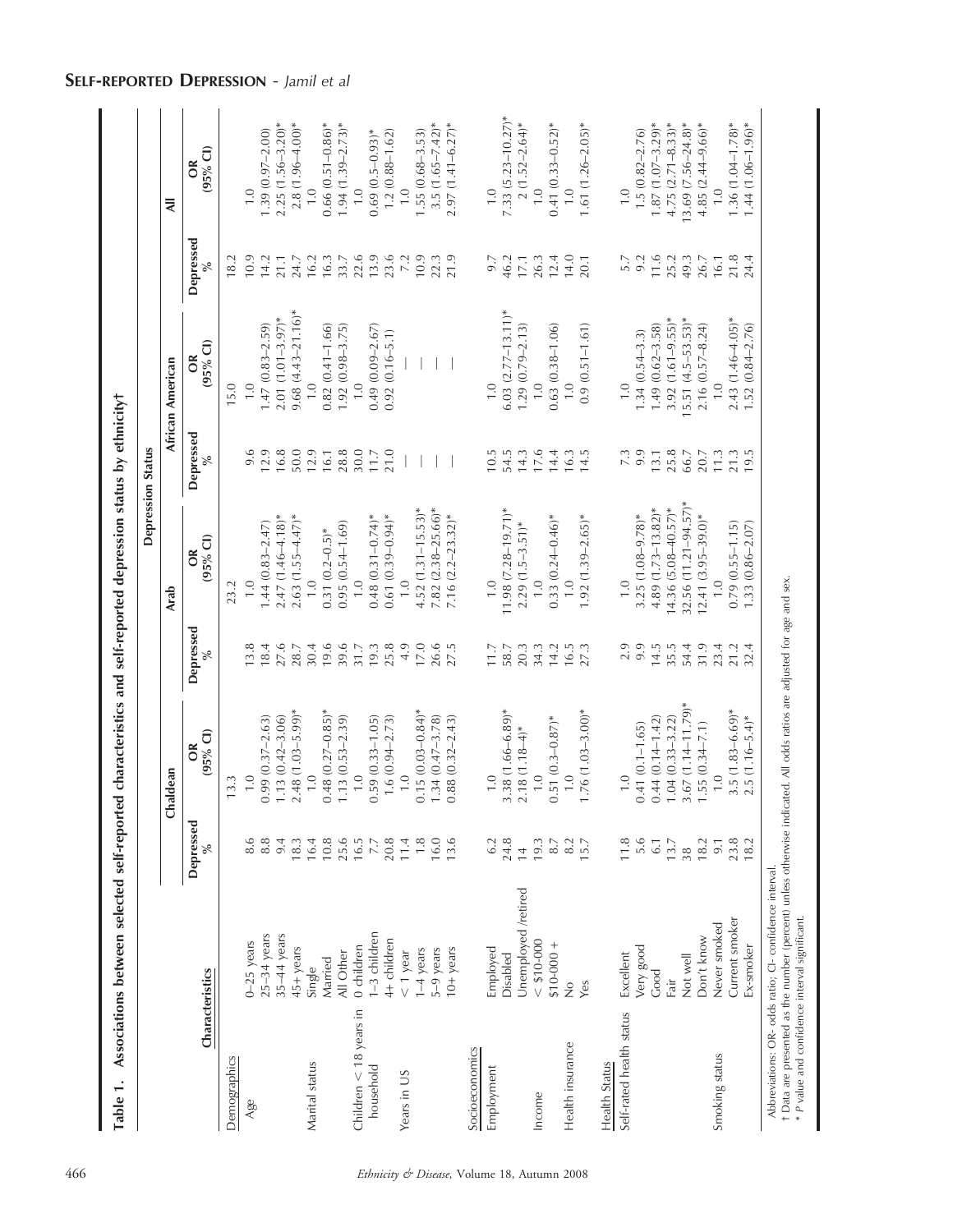**Table 1. Associations between selected self-reported characteristics and self-reported depression status by ethnicity†**

| Characteristics | | Chaldean Depressed % | Chaldean OR (95% CI) | Arab Depressed % | Arab OR (95% CI) | African American Depressed % | African American OR (95% CI) | All Depressed % | All OR (95% CI) |
|---|---|---|---|---|---|---|---|---|---|
| Demographics | | | 13.3 | | 23.2 | | 15.0 | 18.2 | |
| Age | 0–25 years | 8.6 | 1.0 | 13.8 | 1.0 | 9.6 | 1.0 | 10.9 | 1.0 |
| | 25–34 years | 8.8 | 0.99 (0.37–2.63) | 18.4 | 1.44 (0.83–2.47) | 12.9 | 1.47 (0.83–2.59) | 14.2 | 1.39 (0.97–2.00) |
| | 35–44 years | 9.4 | 1.13 (0.42–3.06) | 27.6 | 2.47 (1.46–4.18)* | 16.8 | 2.01 (1.01–3.97)* | 21.1 | 2.25 (1.56–3.20)* |
| | 45+ years | 18.3 | 2.48 (1.03–5.99)* | 28.7 | 2.63 (1.55–4.47)* | 50.0 | 9.68 (4.43–21.16)* | 24.7 | 2.8 (1.96–4.00)* |
| Marital status | Single | 16.4 | 1.0 | 30.4 | 1.0 | 12.9 | 1.0 | 16.2 | 1.0 |
| | Married | 10.8 | 0.48 (0.27–0.85)* | 19.6 | 0.31 (0.2–0.5)* | 16.1 | 0.82 (0.41–1.66) | 16.3 | 0.66 (0.51–0.86)* |
| | All Other | 25.6 | 1.13 (0.53–2.39) | 39.6 | 0.95 (0.54–1.69) | 28.8 | 1.92 (0.98–3.75) | 33.7 | 1.94 (1.39–2.73)* |
| Children < 18 years in household | 0 children | 16.5 | 1.0 | 31.7 | 1.0 | 30.0 | 1.0 | 22.6 | 1.0 |
| | 1–3 children | 7.7 | 0.59 (0.33–1.05) | 19.3 | 0.48 (0.31–0.74)* | 11.7 | 0.49 (0.09–2.67) | 13.9 | 0.69 (0.5–0.93)* |
| | 4+ children | 20.8 | 1.6 (0.94–2.73) | 25.8 | 0.61 (0.39–0.94)* | 21.0 | 0.92 (0.16–5.1) | 23.6 | 1.2 (0.88–1.62) |
| Years in US | < 1 year | 11.4 | 1.0 | 4.9 | 1.0 | — | — | 7.2 | 1.0 |
| | 1–4 years | 1.8 | 0.15 (0.03–0.84)* | 17.0 | 4.52 (1.31–15.53)* | — | — | 10.9 | 1.55 (0.68–3.53) |
| | 5–9 years | 16.0 | 1.34 (0.47–3.78) | 26.6 | 7.82 (2.38–25.66)* | — | — | 22.3 | 3.5 (1.65–7.42)* |
| | 10+ years | 13.6 | 0.88 (0.32–2.43) | 27.5 | 7.16 (2.2–23.32)* | — | — | 21.9 | 2.97 (1.41–6.27)* |
| Socioeconomics | | | | | | | | | |
| Employment | Employed | 6.2 | 1.0 | 11.7 | 1.0 | 10.5 | 1.0 | 9.7 | 1.0 |
| | Disabled | 24.8 | 3.38 (1.66–6.89)* | 58.7 | 11.98 (7.28–19.71)* | 54.5 | 6.03 (2.77–13.11)* | 46.2 | 7.33 (5.23–10.27)* |
| | Unemployed /retired | 14 | 2.18 (1.18–4)* | 20.3 | 2.29 (1.5–3.51)* | 14.3 | 1.29 (0.79–2.13) | 17.1 | 2 (1.52–2.64)* |
| Income | < $10-000 | 19.3 | 1.0 | 34.3 | 1.0 | 17.6 | 1.0 | 26.3 | 1.0 |
| | $10-000 + | 8.7 | 0.51 (0.3–0.87)* | 14.2 | 0.33 (0.24–0.46)* | 14.4 | 0.63 (0.38–1.06) | 12.4 | 0.41 (0.33–0.52)* |
| Health insurance | No | 8.2 | 1.0 | 16.5 | 1.0 | 16.3 | 1.0 | 14.0 | 1.0 |
| | Yes | 15.7 | 1.76 (1.03–3.00)* | 27.3 | 1.92 (1.39–2.65)* | 14.5 | 0.9 (0.51–1.61) | 20.1 | 1.61 (1.26–2.05)* |
| Health Status | | | | | | | | | |
| Self-rated health status | Excellent | 11.8 | 1.0 | 2.9 | 1.0 | 7.3 | 1.0 | 5.7 | 1.0 |
| | Very good | 5.6 | 0.41 (0.1–1.65) | 9.9 | 3.25 (1.08–9.78)* | 9.9 | 1.34 (0.54–3.3) | 9.2 | 1.5 (0.82–2.76) |
| | Good | 6.1 | 0.44 (0.14–1.42) | 14.5 | 4.89 (1.73–13.82)* | 13.1 | 1.49 (0.62–3.58) | 11.6 | 1.87 (1.07–3.29)* |
| | Fair | 13.7 | 1.04 (0.33–3.22) | 35.5 | 14.36 (5.08–40.57)* | 25.8 | 3.92 (1.61–9.55)* | 25.2 | 4.75 (2.71–8.33)* |
| | Not well | 38 | 3.67 (1.14–11.79)* | 54.4 | 32.56 (11.21–94.57)* | 66.7 | 15.51 (4.5–53.53)* | 49.3 | 13.69 (7.56–24.8)* |
| | Don't know | 18.2 | 1.55 (0.34–7.1) | 31.9 | 12.41 (3.95–39.0)* | 20.7 | 2.16 (0.57–8.24) | 26.7 | 4.85 (2.44–9.66)* |
| Smoking status | Never smoked | 9.1 | 1.0 | 23.4 | 1.0 | 11.3 | 1.0 | 16.1 | 1.0 |
| | Current smoker | 23.8 | 3.5 (1.83–6.69)* | 21.2 | 0.79 (0.55–1.15) | 21.3 | 2.43 (1.46–4.05)* | 21.8 | 1.36 (1.04–1.78)* |
| | Ex-smoker | 18.2 | 2.5 (1.16–5.4)* | 32.4 | 1.33 (0.86–2.07) | 19.5 | 1.52 (0.84–2.76) | 24.4 | 1.44 (1.06–1.96)* |

Abbreviations: OR- odds ratio; CI- confidence interval.

† Data are presented as the number (percent) unless otherwise indicated. All odds ratios are adjusted for age and sex.

* P value and confidence interval significant.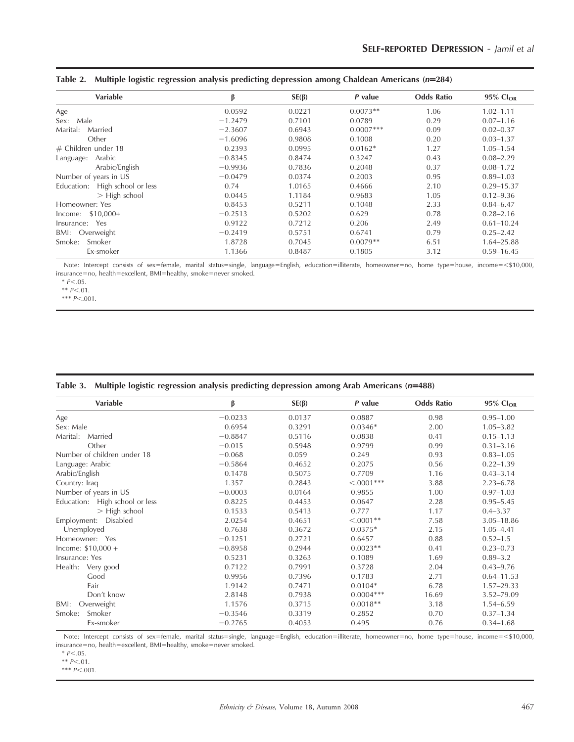**Table 2. Multiple logistic regression analysis predicting depression among Chaldean Americans ($n$=284)**

| Variable | β | SE(β) | *P* value | Odds Ratio | 95% $CI_{OR}$ |
|---|---|---|---|---|---|
| Age | 0.0592 | 0.0221 | 0.0073** | 1.06 | 1.02–1.11 |
| Sex: Male | −1.2479 | 0.7101 | 0.0789 | 0.29 | 0.07–1.16 |
| Marital: Married | −2.3607 | 0.6943 | 0.0007*** | 0.09 | 0.02–0.37 |
| Other | −1.6096 | 0.9808 | 0.1008 | 0.20 | 0.03–1.37 |
| # Children under 18 | 0.2393 | 0.0995 | 0.0162* | 1.27 | 1.05–1.54 |
| Language: Arabic | −0.8345 | 0.8474 | 0.3247 | 0.43 | 0.08–2.29 |
| Arabic/English | −0.9936 | 0.7836 | 0.2048 | 0.37 | 0.08–1.72 |
| Number of years in US | −0.0479 | 0.0374 | 0.2003 | 0.95 | 0.89–1.03 |
| Education: High school or less | 0.74 | 1.0165 | 0.4666 | 2.10 | 0.29–15.37 |
| > High school | 0.0445 | 1.1184 | 0.9683 | 1.05 | 0.12–9.36 |
| Homeowner: Yes | 0.8453 | 0.5211 | 0.1048 | 2.33 | 0.84–6.47 |
| Income: $10,000+ | −0.2513 | 0.5202 | 0.629 | 0.78 | 0.28–2.16 |
| Insurance: Yes | 0.9122 | 0.7212 | 0.206 | 2.49 | 0.61–10.24 |
| BMI: Overweight | −0.2419 | 0.5751 | 0.6741 | 0.79 | 0.25–2.42 |
| Smoke: Smoker | 1.8728 | 0.7045 | 0.0079** | 6.51 | 1.64–25.88 |
| Ex-smoker | 1.1366 | 0.8487 | 0.1805 | 3.12 | 0.59–16.45 |

Note: Intercept consists of sex=female, marital status=single, language=English, education=illiterate, homeowner=no, home type=house, income=<$10,000, insurance=no, health=excellent, BMI=healthy, smoke=never smoked.

\* $P<.05$.

\*\* $P<.01$.

\*\*\* $P<.001$.

**Table 3. Multiple logistic regression analysis predicting depression among Arab Americans ($n$=488)**

| Variable | β | SE(β) | *P* value | Odds Ratio | 95% $CI_{OR}$ |
|---|---|---|---|---|---|
| Age | −0.0233 | 0.0137 | 0.0887 | 0.98 | 0.95–1.00 |
| Sex: Male | 0.6954 | 0.3291 | 0.0346* | 2.00 | 1.05–3.82 |
| Marital: Married | −0.8847 | 0.5116 | 0.0838 | 0.41 | 0.15–1.13 |
| Other | −0.015 | 0.5948 | 0.9799 | 0.99 | 0.31–3.16 |
| Number of children under 18 | −0.068 | 0.059 | 0.249 | 0.93 | 0.83–1.05 |
| Language: Arabic | −0.5864 | 0.4652 | 0.2075 | 0.56 | 0.22–1.39 |
| Arabic/English | 0.1478 | 0.5075 | 0.7709 | 1.16 | 0.43–3.14 |
| Country: Iraq | 1.357 | 0.2843 | <.0001*** | 3.88 | 2.23–6.78 |
| Number of years in US | −0.0003 | 0.0164 | 0.9855 | 1.00 | 0.97–1.03 |
| Education: High school or less | 0.8225 | 0.4453 | 0.0647 | 2.28 | 0.95–5.45 |
| > High school | 0.1533 | 0.5413 | 0.777 | 1.17 | 0.4–3.37 |
| Employment: Disabled | 2.0254 | 0.4651 | <.0001** | 7.58 | 3.05–18.86 |
| Unemployed | 0.7638 | 0.3672 | 0.0375* | 2.15 | 1.05–4.41 |
| Homeowner: Yes | −0.1251 | 0.2721 | 0.6457 | 0.88 | 0.52–1.5 |
| Income: $10,000 + | −0.8958 | 0.2944 | 0.0023** | 0.41 | 0.23–0.73 |
| Insurance: Yes | 0.5231 | 0.3263 | 0.1089 | 1.69 | 0.89–3.2 |
| Health: Very good | 0.7122 | 0.7991 | 0.3728 | 2.04 | 0.43–9.76 |
| Good | 0.9956 | 0.7396 | 0.1783 | 2.71 | 0.64–11.53 |
| Fair | 1.9142 | 0.7471 | 0.0104* | 6.78 | 1.57–29.33 |
| Don't know | 2.8148 | 0.7938 | 0.0004*** | 16.69 | 3.52–79.09 |
| BMI: Overweight | 1.1576 | 0.3715 | 0.0018** | 3.18 | 1.54–6.59 |
| Smoke: Smoker | −0.3546 | 0.3319 | 0.2852 | 0.70 | 0.37–1.34 |
| Ex-smoker | −0.2765 | 0.4053 | 0.495 | 0.76 | 0.34–1.68 |

Note: Intercept consists of sex=female, marital status=single, language=English, education=illiterate, homeowner=no, home type=house, income=<$10,000, insurance=no, health=excellent, BMI=healthy, smoke=never smoked.

\* $P<.05$.

\*\* $P<.01$.

\*\*\* $P<.001$.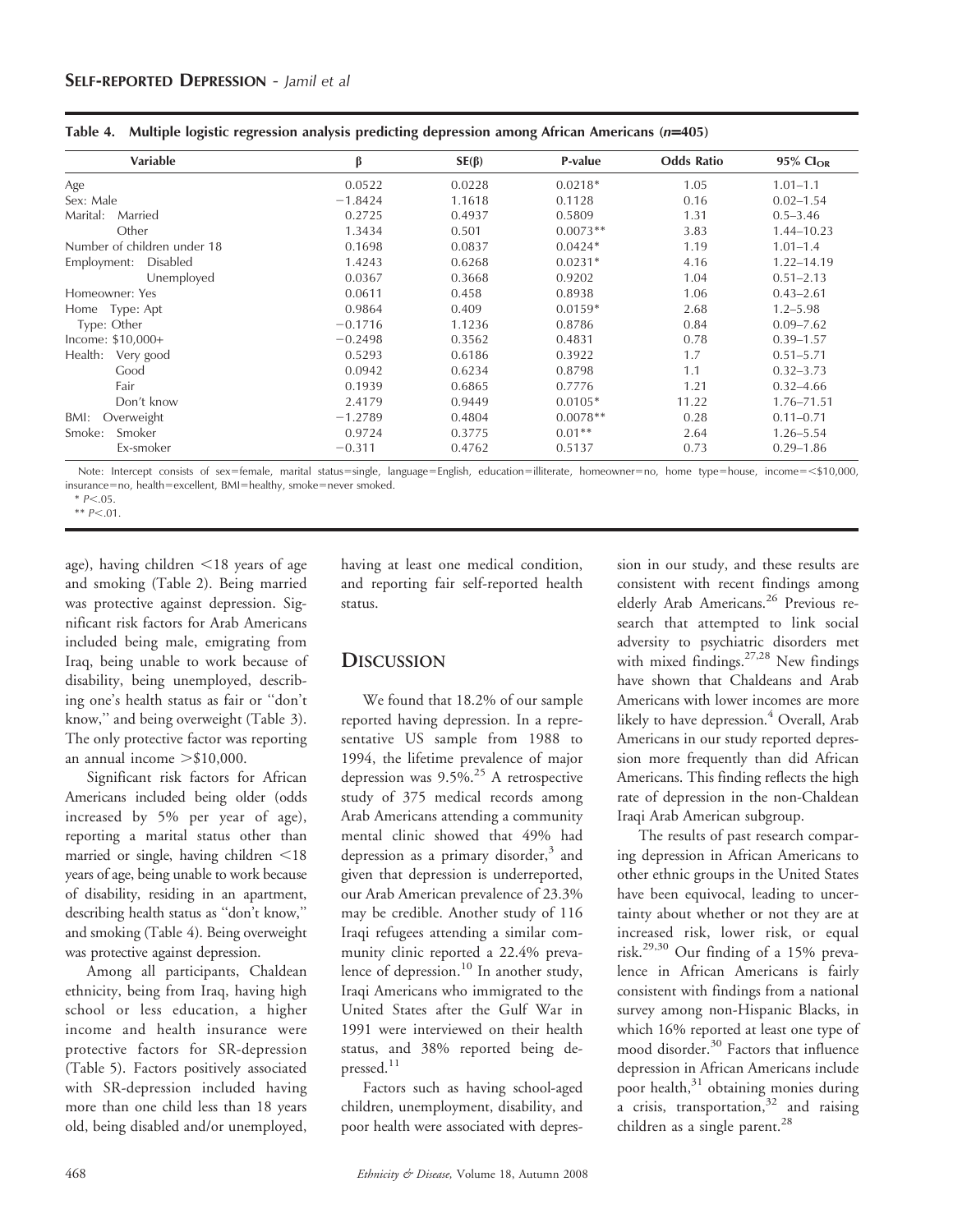**Table 4. Multiple logistic regression analysis predicting depression among African Americans (*n*=405)**

| Variable | β | SE(β) | P-value | Odds Ratio | 95% $CI_{OR}$ |
|---|---|---|---|---|---|
| Age | 0.0522 | 0.0228 | 0.0218* | 1.05 | 1.01–1.1 |
| Sex: Male | −1.8424 | 1.1618 | 0.1128 | 0.16 | 0.02–1.54 |
| Marital: Married | 0.2725 | 0.4937 | 0.5809 | 1.31 | 0.5–3.46 |
| Other | 1.3434 | 0.501 | 0.0073** | 3.83 | 1.44–10.23 |
| Number of children under 18 | 0.1698 | 0.0837 | 0.0424* | 1.19 | 1.01–1.4 |
| Employment: Disabled | 1.4243 | 0.6268 | 0.0231* | 4.16 | 1.22–14.19 |
| Unemployed | 0.0367 | 0.3668 | 0.9202 | 1.04 | 0.51–2.13 |
| Homeowner: Yes | 0.0611 | 0.458 | 0.8938 | 1.06 | 0.43–2.61 |
| Home Type: Apt | 0.9864 | 0.409 | 0.0159* | 2.68 | 1.2–5.98 |
| Type: Other | −0.1716 | 1.1236 | 0.8786 | 0.84 | 0.09–7.62 |
| Income: $10,000+ | −0.2498 | 0.3562 | 0.4831 | 0.78 | 0.39–1.57 |
| Health: Very good | 0.5293 | 0.6186 | 0.3922 | 1.7 | 0.51–5.71 |
| Good | 0.0942 | 0.6234 | 0.8798 | 1.1 | 0.32–3.73 |
| Fair | 0.1939 | 0.6865 | 0.7776 | 1.21 | 0.32–4.66 |
| Don't know | 2.4179 | 0.9449 | 0.0105* | 11.22 | 1.76–71.51 |
| BMI: Overweight | −1.2789 | 0.4804 | 0.0078** | 0.28 | 0.11–0.71 |
| Smoke: Smoker | 0.9724 | 0.3775 | 0.01** | 2.64 | 1.26–5.54 |
| Ex-smoker | −0.311 | 0.4762 | 0.5137 | 0.73 | 0.29–1.86 |

Note: Intercept consists of sex=female, marital status=single, language=English, education=illiterate, homeowner=no, home type=house, income=<$10,000, insurance=no, health=excellent, BMI=healthy, smoke=never smoked.

\* $P<.05$.

\*\* $P<.01$.

age), having children <18 years of age and smoking (Table 2). Being married was protective against depression. Significant risk factors for Arab Americans included being male, emigrating from Iraq, being unable to work because of disability, being unemployed, describing one's health status as fair or "don't know," and being overweight (Table 3). The only protective factor was reporting an annual income >$10,000.

Significant risk factors for African Americans included being older (odds increased by 5% per year of age), reporting a marital status other than married or single, having children <18 years of age, being unable to work because of disability, residing in an apartment, describing health status as "don't know," and smoking (Table 4). Being overweight was protective against depression.

Among all participants, Chaldean ethnicity, being from Iraq, having high school or less education, a higher income and health insurance were protective factors for SR-depression (Table 5). Factors positively associated with SR-depression included having more than one child less than 18 years old, being disabled and/or unemployed, having at least one medical condition, and reporting fair self-reported health status.

## Discussion

We found that 18.2% of our sample reported having depression. In a representative US sample from 1988 to 1994, the lifetime prevalence of major depression was 9.5%.[25] A retrospective study of 375 medical records among Arab Americans attending a community mental clinic showed that 49% had depression as a primary disorder,[3] and given that depression is underreported, our Arab American prevalence of 23.3% may be credible. Another study of 116 Iraqi refugees attending a similar community clinic reported a 22.4% prevalence of depression.[10] In another study, Iraqi Americans who immigrated to the United States after the Gulf War in 1991 were interviewed on their health status, and 38% reported being depressed.[11]

Factors such as having school-aged children, unemployment, disability, and poor health were associated with depression in our study, and these results are consistent with recent findings among elderly Arab Americans.[26] Previous research that attempted to link social adversity to psychiatric disorders met with mixed findings.[27,28] New findings have shown that Chaldeans and Arab Americans with lower incomes are more likely to have depression.[4] Overall, Arab Americans in our study reported depression more frequently than did African Americans. This finding reflects the high rate of depression in the non-Chaldean Iraqi Arab American subgroup.

The results of past research comparing depression in African Americans to other ethnic groups in the United States have been equivocal, leading to uncertainty about whether or not they are at increased risk, lower risk, or equal risk.[29,30] Our finding of a 15% prevalence in African Americans is fairly consistent with findings from a national survey among non-Hispanic Blacks, in which 16% reported at least one type of mood disorder.[30] Factors that influence depression in African Americans include poor health,[31] obtaining monies during a crisis, transportation,[32] and raising children as a single parent.[28]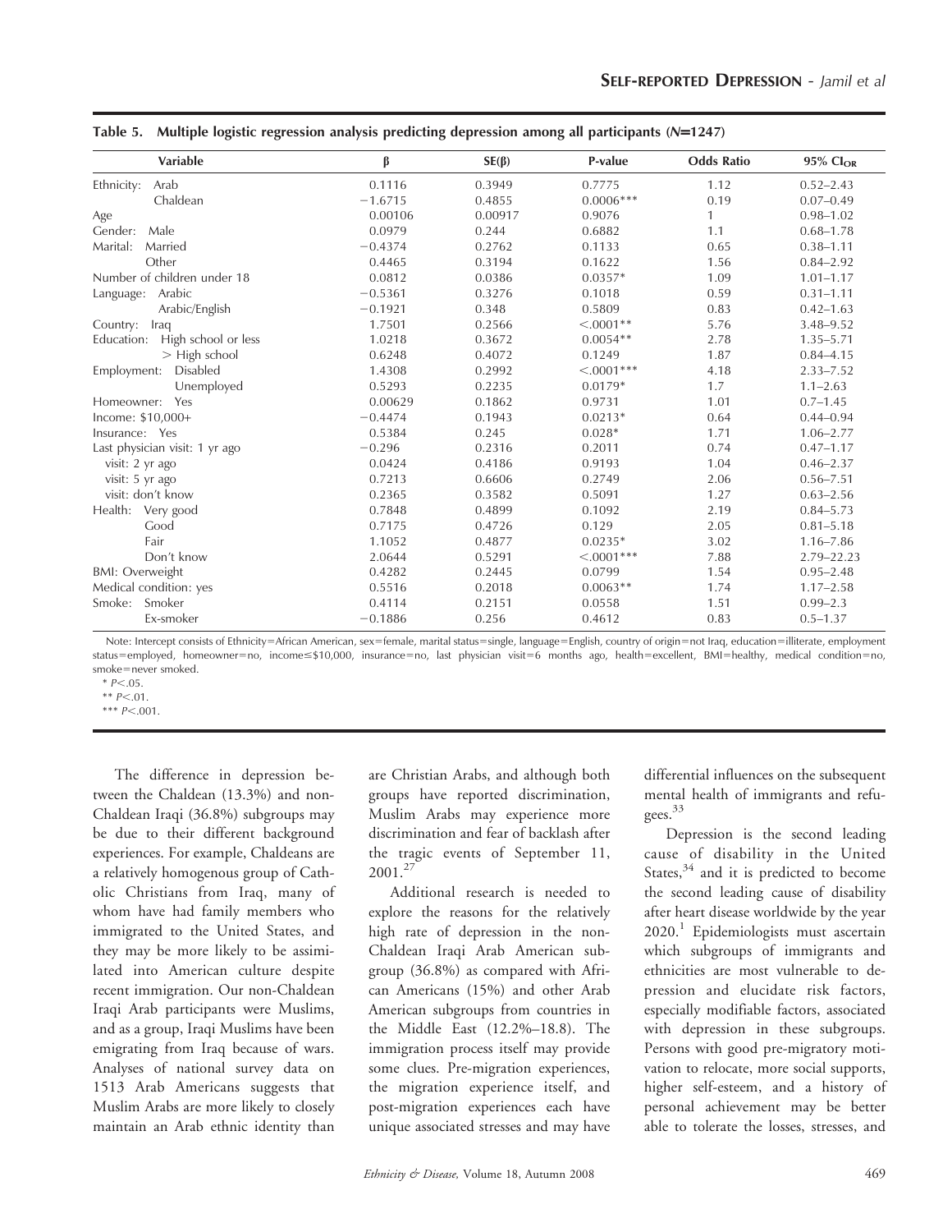Table 5. Multiple logistic regression analysis predicting depression among all participants (N=1247)

| Variable | β | SE(β) | P-value | Odds Ratio | 95% $CI_{OR}$ |
|---|---|---|---|---|---|
| Ethnicity: Arab | 0.1116 | 0.3949 | 0.7775 | 1.12 | 0.52–2.43 |
| Chaldean | −1.6715 | 0.4855 | 0.0006*** | 0.19 | 0.07–0.49 |
| Age | 0.00106 | 0.00917 | 0.9076 | 1 | 0.98–1.02 |
| Gender: Male | 0.0979 | 0.244 | 0.6882 | 1.1 | 0.68–1.78 |
| Marital: Married | −0.4374 | 0.2762 | 0.1133 | 0.65 | 0.38–1.11 |
| Other | 0.4465 | 0.3194 | 0.1622 | 1.56 | 0.84–2.92 |
| Number of children under 18 | 0.0812 | 0.0386 | 0.0357* | 1.09 | 1.01–1.17 |
| Language: Arabic | −0.5361 | 0.3276 | 0.1018 | 0.59 | 0.31–1.11 |
| Arabic/English | −0.1921 | 0.348 | 0.5809 | 0.83 | 0.42–1.63 |
| Country: Iraq | 1.7501 | 0.2566 | <.0001** | 5.76 | 3.48–9.52 |
| Education: High school or less | 1.0218 | 0.3672 | 0.0054** | 2.78 | 1.35–5.71 |
| > High school | 0.6248 | 0.4072 | 0.1249 | 1.87 | 0.84–4.15 |
| Employment: Disabled | 1.4308 | 0.2992 | <.0001*** | 4.18 | 2.33–7.52 |
| Unemployed | 0.5293 | 0.2235 | 0.0179* | 1.7 | 1.1–2.63 |
| Homeowner: Yes | 0.00629 | 0.1862 | 0.9731 | 1.01 | 0.7–1.45 |
| Income: $10,000+ | −0.4474 | 0.1943 | 0.0213* | 0.64 | 0.44–0.94 |
| Insurance: Yes | 0.5384 | 0.245 | 0.028* | 1.71 | 1.06–2.77 |
| Last physician visit: 1 yr ago | −0.296 | 0.2316 | 0.2011 | 0.74 | 0.47–1.17 |
| visit: 2 yr ago | 0.0424 | 0.4186 | 0.9193 | 1.04 | 0.46–2.37 |
| visit: 5 yr ago | 0.7213 | 0.6606 | 0.2749 | 2.06 | 0.56–7.51 |
| visit: don't know | 0.2365 | 0.3582 | 0.5091 | 1.27 | 0.63–2.56 |
| Health: Very good | 0.7848 | 0.4899 | 0.1092 | 2.19 | 0.84–5.73 |
| Good | 0.7175 | 0.4726 | 0.129 | 2.05 | 0.81–5.18 |
| Fair | 1.1052 | 0.4877 | 0.0235* | 3.02 | 1.16–7.86 |
| Don't know | 2.0644 | 0.5291 | <.0001*** | 7.88 | 2.79–22.23 |
| BMI: Overweight | 0.4282 | 0.2445 | 0.0799 | 1.54 | 0.95–2.48 |
| Medical condition: yes | 0.5516 | 0.2018 | 0.0063** | 1.74 | 1.17–2.58 |
| Smoke: Smoker | 0.4114 | 0.2151 | 0.0558 | 1.51 | 0.99–2.3 |
| Ex-smoker | −0.1886 | 0.256 | 0.4612 | 0.83 | 0.5–1.37 |

Note: Intercept consists of Ethnicity=African American, sex=female, marital status=single, language=English, country of origin=not Iraq, education=illiterate, employment status=employed, homeowner=no, income≤$10,000, insurance=no, last physician visit=6 months ago, health=excellent, BMI=healthy, medical condition=no, smoke=never smoked.

* $P<.05$.

** $P<.01$.

*** $P<.001$.

The difference in depression between the Chaldean (13.3%) and non-Chaldean Iraqi (36.8%) subgroups may be due to their different background experiences. For example, Chaldeans are a relatively homogenous group of Catholic Christians from Iraq, many of whom have had family members who immigrated to the United States, and they may be more likely to be assimilated into American culture despite recent immigration. Our non-Chaldean Iraqi Arab participants were Muslims, and as a group, Iraqi Muslims have been emigrating from Iraq because of wars. Analyses of national survey data on 1513 Arab Americans suggests that Muslim Arabs are more likely to closely maintain an Arab ethnic identity than are Christian Arabs, and although both groups have reported discrimination, Muslim Arabs may experience more discrimination and fear of backlash after the tragic events of September 11, 2001.[27]

Additional research is needed to explore the reasons for the relatively high rate of depression in the non-Chaldean Iraqi Arab American subgroup (36.8%) as compared with African Americans (15%) and other Arab American subgroups from countries in the Middle East (12.2%–18.8). The immigration process itself may provide some clues. Pre-migration experiences, the migration experience itself, and post-migration experiences each have unique associated stresses and may have differential influences on the subsequent mental health of immigrants and refugees.[33]

Depression is the second leading cause of disability in the United States,[34] and it is predicted to become the second leading cause of disability after heart disease worldwide by the year 2020.[1] Epidemiologists must ascertain which subgroups of immigrants and ethnicities are most vulnerable to depression and elucidate risk factors, especially modifiable factors, associated with depression in these subgroups. Persons with good pre-migratory motivation to relocate, more social supports, higher self-esteem, and a history of personal achievement may be better able to tolerate the losses, stresses, and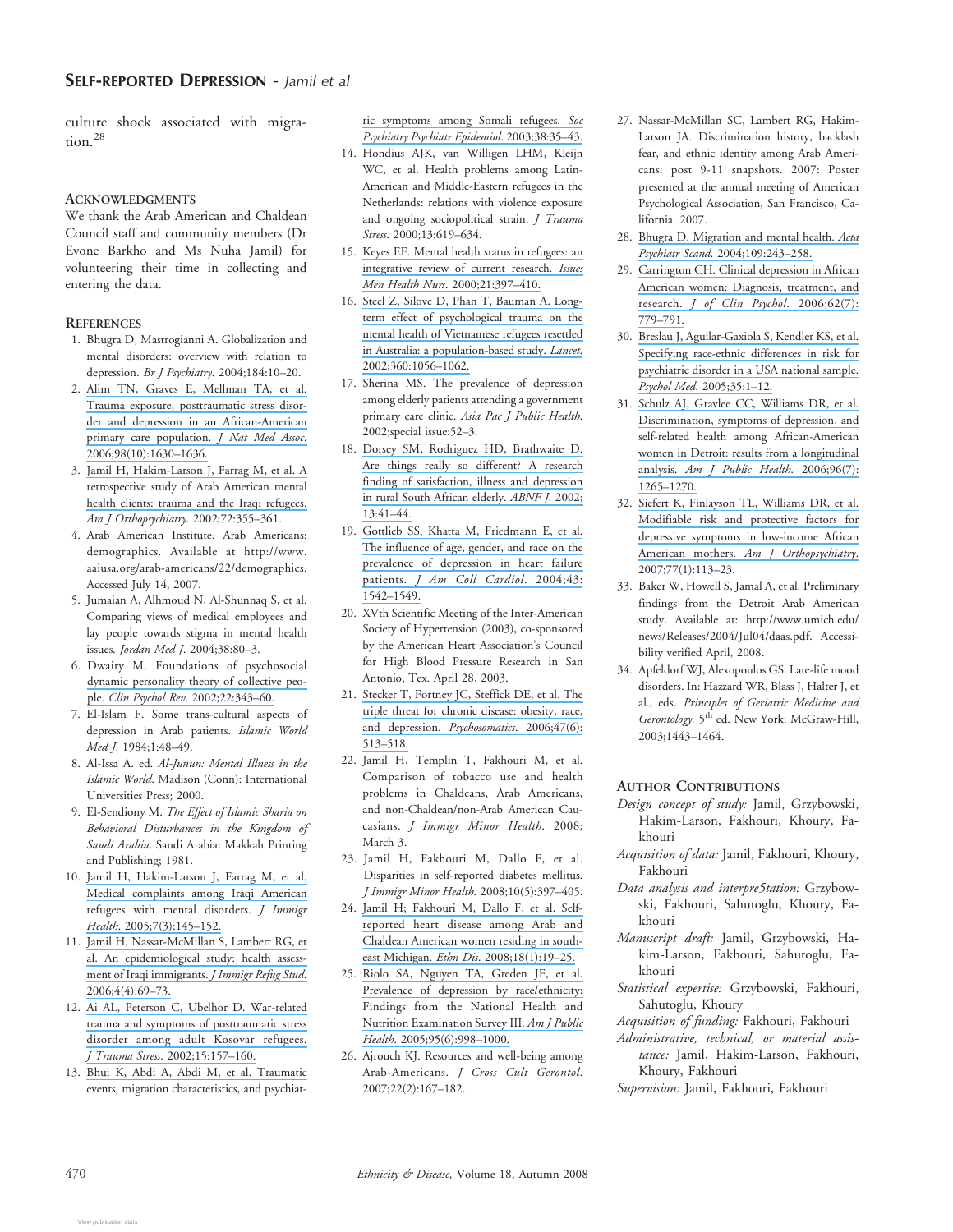culture shock associated with migration.[28]

## Acknowledgments

We thank the Arab American and Chaldean Council staff and community members (Dr Evone Barkho and Ms Nuha Jamil) for volunteering their time in collecting and entering the data.

## References

1. Bhugra D, Mastrogianni A. Globalization and mental disorders: overview with relation to depression. *Br J Psychiatry*. 2004;184:10–20.
2. Alim TN, Graves E, Mellman TA, et al. Trauma exposure, posttraumatic stress disorder and depression in an African-American primary care population. *J Nat Med Assoc*. 2006;98(10):1630–1636.
3. Jamil H, Hakim-Larson J, Farrag M, et al. A retrospective study of Arab American mental health clients: trauma and the Iraqi refugees. *Am J Orthopsychiatry*. 2002;72:355–361.
4. Arab American Institute. Arab Americans: demographics. Available at http://www.aaiusa.org/arab-americans/22/demographics. Accessed July 14, 2007.
5. Jumaian A, Alhmoud N, Al-Shunnaq S, et al. Comparing views of medical employees and lay people towards stigma in mental health issues. *Jordan Med J*. 2004;38:80–3.
6. Dwairy M. Foundations of psychosocial dynamic personality theory of collective people. *Clin Psychol Rev*. 2002;22:343–60.
7. El-Islam F. Some trans-cultural aspects of depression in Arab patients. *Islamic World Med J*. 1984;1:48–49.
8. Al-Issa A. ed. *Al-Junun: Mental Illness in the Islamic World*. Madison (Conn): International Universities Press; 2000.
9. El-Sendiony M. *The Effect of Islamic Sharia on Behavioral Disturbances in the Kingdom of Saudi Arabia*. Saudi Arabia: Makkah Printing and Publishing; 1981.
10. Jamil H, Hakim-Larson J, Farrag M, et al. Medical complaints among Iraqi American refugees with mental disorders. *J Immigr Health*. 2005;7(3):145–152.
11. Jamil H, Nassar-McMillan S, Lambert RG, et al. An epidemiological study: health assessment of Iraqi immigrants. *J Immigr Refug Stud*. 2006;4(4):69–73.
12. Ai AL, Peterson C, Ubelhor D. War-related trauma and symptoms of posttraumatic stress disorder among adult Kosovar refugees. *J Trauma Stress*. 2002;15:157–160.
13. Bhui K, Abdi A, Abdi M, et al. Traumatic events, migration characteristics, and psychiatric symptoms among Somali refugees. *Soc Psychiatry Psychiatr Epidemiol*. 2003;38:35–43.
14. Hondius AJK, van Willigen LHM, Kleijn WC, et al. Health problems among Latin-American and Middle-Eastern refugees in the Netherlands: relations with violence exposure and ongoing sociopolitical strain. *J Trauma Stress*. 2000;13:619–634.
15. Keyes EF. Mental health status in refugees: an integrative review of current research. *Issues Men Health Nurs*. 2000;21:397–410.
16. Steel Z, Silove D, Phan T, Bauman A. Long-term effect of psychological trauma on the mental health of Vietnamese refugees resettled in Australia: a population-based study. *Lancet*. 2002;360:1056–1062.
17. Sherina MS. The prevalence of depression among elderly patients attending a government primary care clinic. *Asia Pac J Public Health*. 2002;special issue:52–3.
18. Dorsey SM, Rodriguez HD, Brathwaite D. Are things really so different? A research finding of satisfaction, illness and depression in rural South African elderly. *ABNF J*. 2002; 13:41–44.
19. Gottlieb SS, Khatta M, Friedmann E, et al. The influence of age, gender, and race on the prevalence of depression in heart failure patients. *J Am Coll Cardiol*. 2004;43: 1542–1549.
20. XVth Scientific Meeting of the Inter-American Society of Hypertension (2003), co-sponsored by the American Heart Association's Council for High Blood Pressure Research in San Antonio, Tex. April 28, 2003.
21. Stecker T, Fortney JC, Steffick DE, et al. The triple threat for chronic disease: obesity, race, and depression. *Psychosomatics*. 2006;47(6): 513–518.
22. Jamil H, Templin T, Fakhouri M, et al. Comparison of tobacco use and health problems in Chaldeans, Arab Americans, and non-Chaldean/non-Arab American Caucasians. *J Immigr Minor Health*. 2008; March 3.
23. Jamil H, Fakhouri M, Dallo F, et al. Disparities in self-reported diabetes mellitus. *J Immigr Minor Health*. 2008;10(5):397–405.
24. Jamil H; Fakhouri M, Dallo F, et al. Self-reported heart disease among Arab and Chaldean American women residing in southeast Michigan. *Ethn Dis*. 2008;18(1):19–25.
25. Riolo SA, Nguyen TA, Greden JF, et al. Prevalence of depression by race/ethnicity: Findings from the National Health and Nutrition Examination Survey III. *Am J Public Health*. 2005;95(6):998–1000.
26. Ajrouch KJ. Resources and well-being among Arab-Americans. *J Cross Cult Gerontol*. 2007;22(2):167–182.
27. Nassar-McMillan SC, Lambert RG, Hakim-Larson JA. Discrimination history, backlash fear, and ethnic identity among Arab Americans: post 9-11 snapshots. 2007: Poster presented at the annual meeting of American Psychological Association, San Francisco, California. 2007.
28. Bhugra D. Migration and mental health. *Acta Psychiatr Scand*. 2004;109:243–258.
29. Carrington CH. Clinical depression in African American women: Diagnosis, treatment, and research. *J of Clin Psychol*. 2006;62(7): 779–791.
30. Breslau J, Aguilar-Gaxiola S, Kendler KS, et al. Specifying race-ethnic differences in risk for psychiatric disorder in a USA national sample. *Psychol Med*. 2005;35:1–12.
31. Schulz AJ, Gravlee CC, Williams DR, et al. Discrimination, symptoms of depression, and self-related health among African-American women in Detroit: results from a longitudinal analysis. *Am J Public Health*. 2006;96(7): 1265–1270.
32. Siefert K, Finlayson TL, Williams DR, et al. Modifiable risk and protective factors for depressive symptoms in low-income African American mothers. *Am J Orthopsychiatry*. 2007;77(1):113–23.
33. Baker W, Howell S, Jamal A, et al. Preliminary findings from the Detroit Arab American study. Available at: http://www.umich.edu/news/Releases/2004/Jul04/daas.pdf. Accessibility verified April, 2008.
34. Apfeldorf WJ, Alexopoulos GS. Late-life mood disorders. In: Hazzard WR, Blass J, Halter J, et al., eds. *Principles of Geriatric Medicine and Gerontology*. 5th ed. New York: McGraw-Hill, 2003;1443–1464.

## Author Contributions

*Design concept of study:* Jamil, Grzybowski, Hakim-Larson, Fakhouri, Khoury, Fakhouri

*Acquisition of data:* Jamil, Fakhouri, Khoury, Fakhouri

*Data analysis and interpre5tation:* Grzybowski, Fakhouri, Sahutoglu, Khoury, Fakhouri

*Manuscript draft:* Jamil, Grzybowski, Hakim-Larson, Fakhouri, Sahutoglu, Fakhouri

*Statistical expertise:* Grzybowski, Fakhouri, Sahutoglu, Khoury

*Acquisition of funding:* Fakhouri, Fakhouri

*Administrative, technical, or material assistance:* Jamil, Hakim-Larson, Fakhouri, Khoury, Fakhouri

*Supervision:* Jamil, Fakhouri, Fakhouri